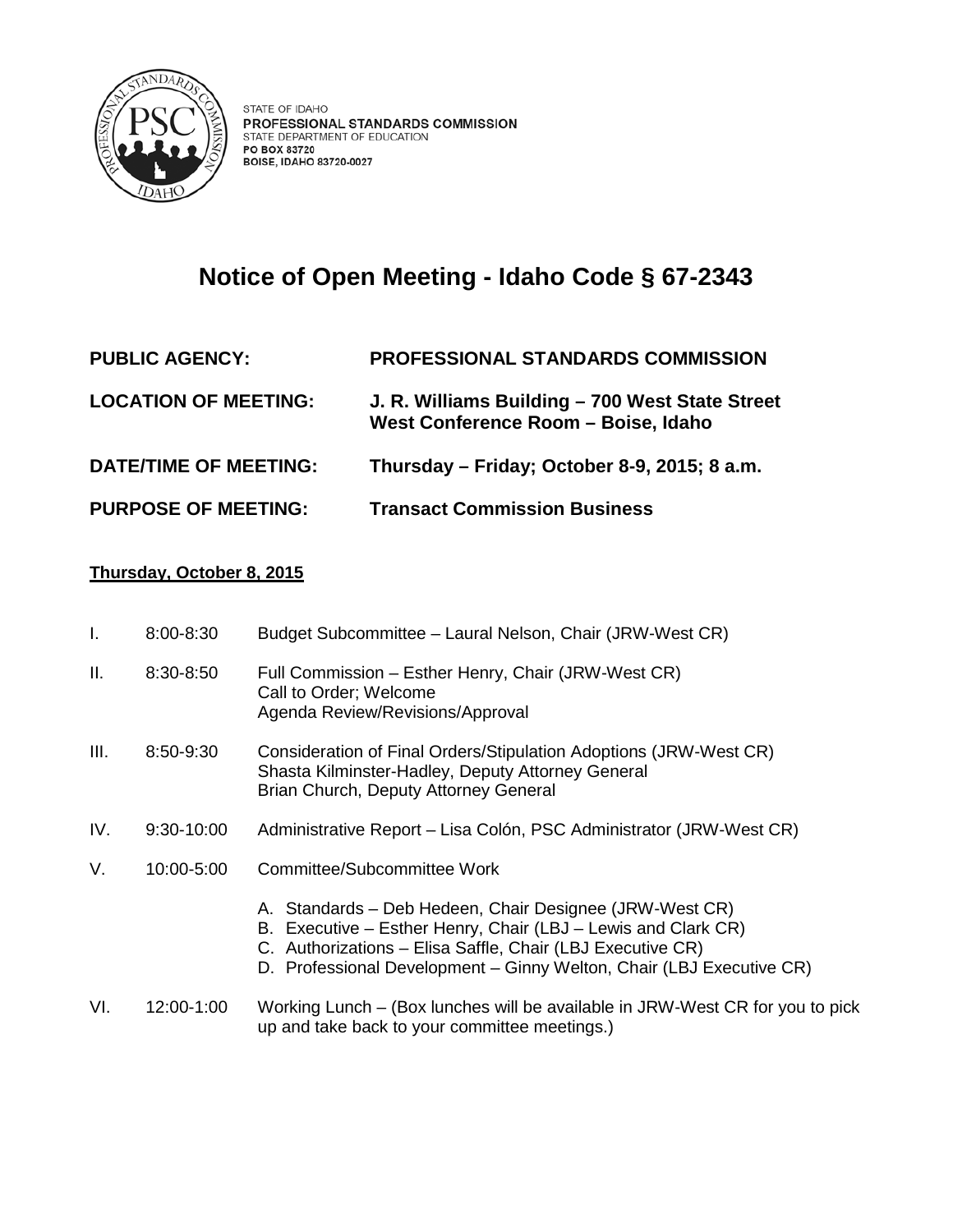STATE OF IDAHO
**PROFESSIONAL STANDARDS COMMISSION**
STATE DEPARTMENT OF EDUCATION
PO BOX 83720
BOISE, IDAHO 83720-0027

# Notice of Open Meeting - Idaho Code § 67-2343

**PUBLIC AGENCY:** **PROFESSIONAL STANDARDS COMMISSION**

**LOCATION OF MEETING:** **J. R. Williams Building – 700 West State Street West Conference Room – Boise, Idaho**

**DATE/TIME OF MEETING:** **Thursday – Friday; October 8-9, 2015; 8 a.m.**

**PURPOSE OF MEETING:** **Transact Commission Business**

**Thursday, October 8, 2015**

I. 8:00-8:30 Budget Subcommittee – Laural Nelson, Chair (JRW-West CR)

II. 8:30-8:50 Full Commission – Esther Henry, Chair (JRW-West CR)
Call to Order; Welcome
Agenda Review/Revisions/Approval

III. 8:50-9:30 Consideration of Final Orders/Stipulation Adoptions (JRW-West CR)
Shasta Kilminster-Hadley, Deputy Attorney General
Brian Church, Deputy Attorney General

IV. 9:30-10:00 Administrative Report – Lisa Colón, PSC Administrator (JRW-West CR)

V. 10:00-5:00 Committee/Subcommittee Work

A. Standards – Deb Hedeen, Chair Designee (JRW-West CR)
B. Executive – Esther Henry, Chair (LBJ – Lewis and Clark CR)
C. Authorizations – Elisa Saffle, Chair (LBJ Executive CR)
D. Professional Development – Ginny Welton, Chair (LBJ Executive CR)

VI. 12:00-1:00 Working Lunch – (Box lunches will be available in JRW-West CR for you to pick up and take back to your committee meetings.)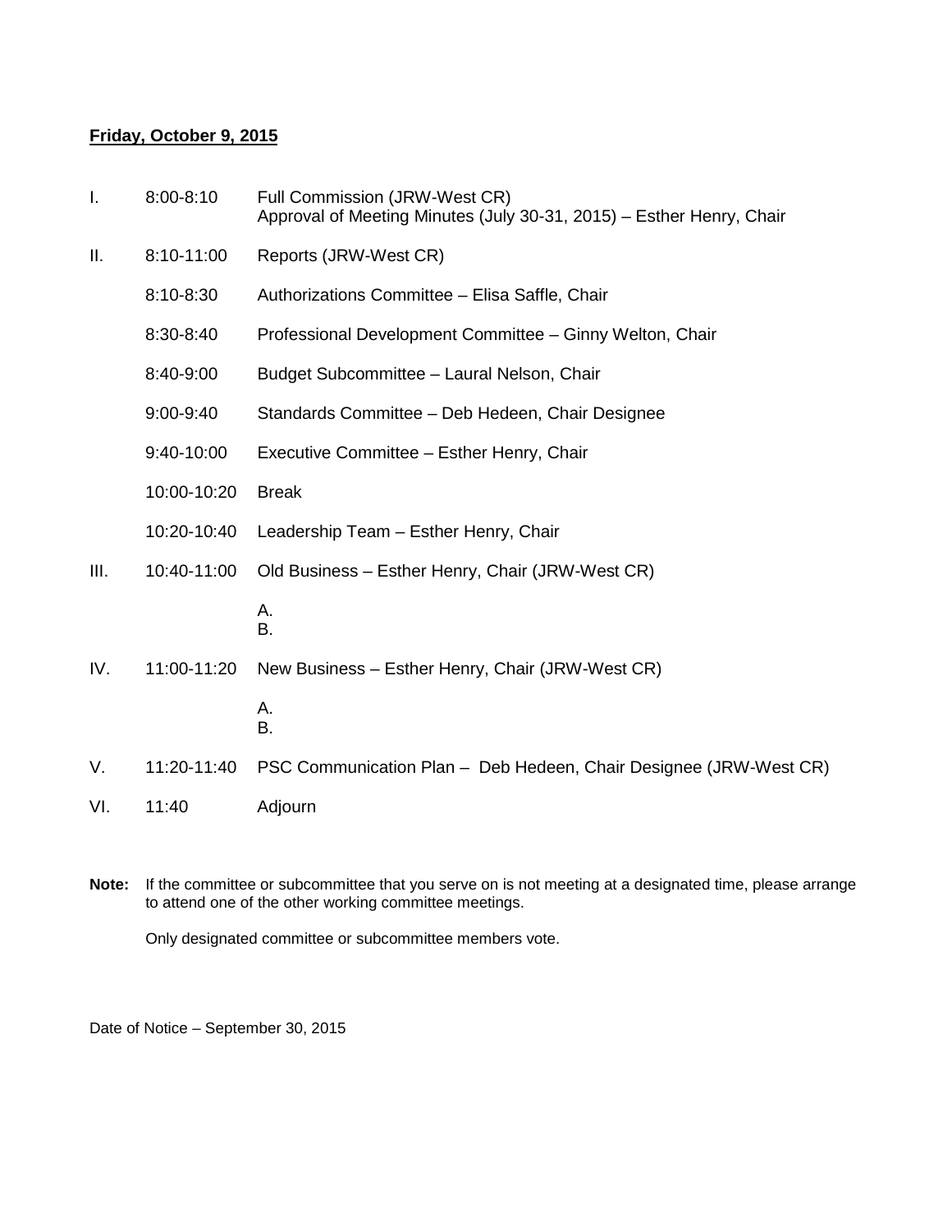**Friday, October 9, 2015**

| | | |
|---|---|---|
| I. | 8:00-8:10 | Full Commission (JRW-West CR)<br>Approval of Meeting Minutes (July 30-31, 2015) – Esther Henry, Chair |
| II. | 8:10-11:00 | Reports (JRW-West CR) |
| | 8:10-8:30 | Authorizations Committee – Elisa Saffle, Chair |
| | 8:30-8:40 | Professional Development Committee – Ginny Welton, Chair |
| | 8:40-9:00 | Budget Subcommittee – Laural Nelson, Chair |
| | 9:00-9:40 | Standards Committee – Deb Hedeen, Chair Designee |
| | 9:40-10:00 | Executive Committee – Esther Henry, Chair |
| | 10:00-10:20 | Break |
| | 10:20-10:40 | Leadership Team – Esther Henry, Chair |
| III. | 10:40-11:00 | Old Business – Esther Henry, Chair (JRW-West CR)<br>A.<br>B. |
| IV. | 11:00-11:20 | New Business – Esther Henry, Chair (JRW-West CR)<br>A.<br>B. |
| V. | 11:20-11:40 | PSC Communication Plan – Deb Hedeen, Chair Designee (JRW-West CR) |
| VI. | 11:40 | Adjourn |

**Note:** If the committee or subcommittee that you serve on is not meeting at a designated time, please arrange to attend one of the other working committee meetings.

Only designated committee or subcommittee members vote.

Date of Notice – September 30, 2015